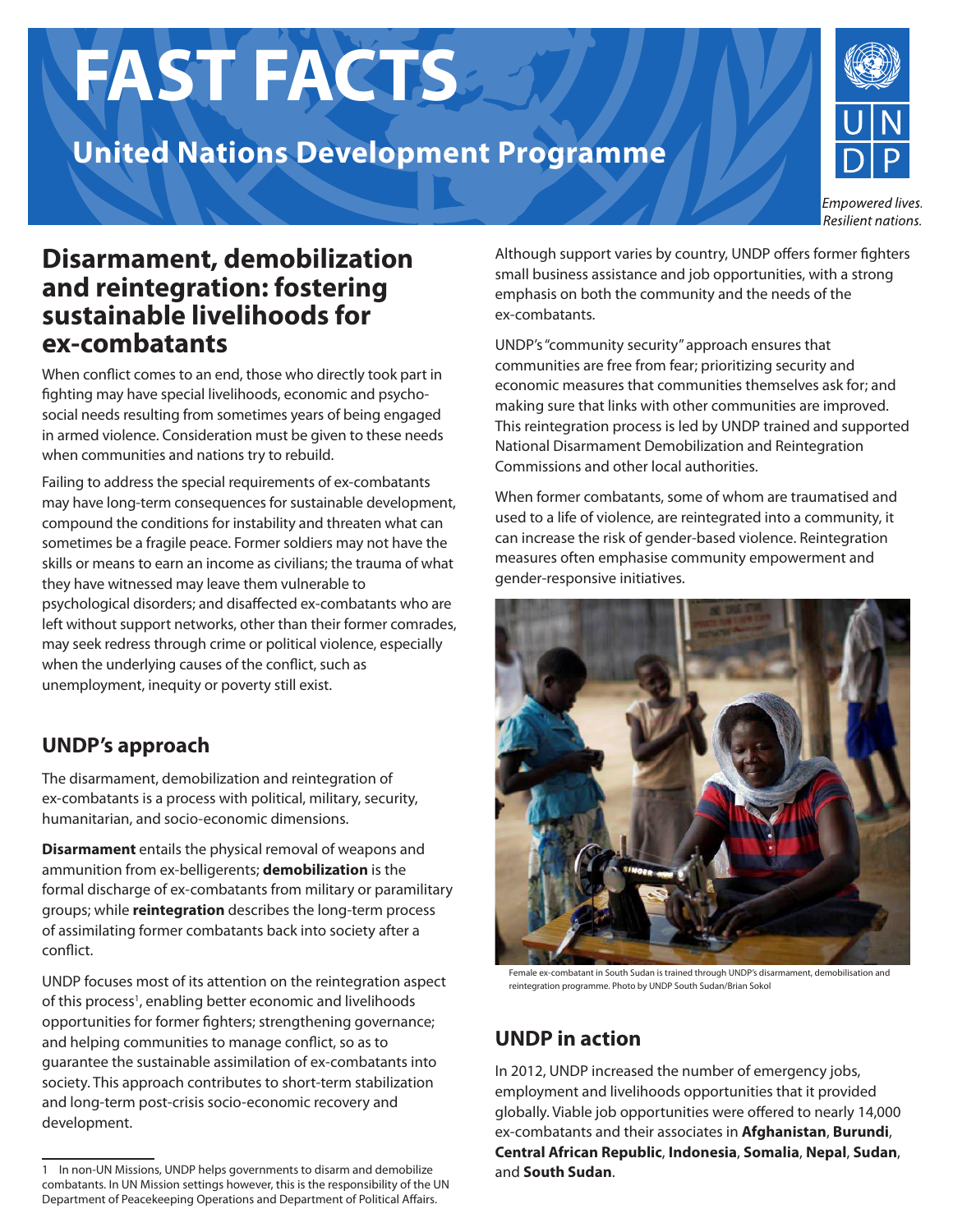# FAST FACTS

## United Nations Development Programme

*Empowered lives. Resilient nations.*

## Disarmament, demobilization and reintegration: fostering sustainable livelihoods for ex-combatants

When conflict comes to an end, those who directly took part in fighting may have special livelihoods, economic and psycho-social needs resulting from sometimes years of being engaged in armed violence. Consideration must be given to these needs when communities and nations try to rebuild.

Failing to address the special requirements of ex-combatants may have long-term consequences for sustainable development, compound the conditions for instability and threaten what can sometimes be a fragile peace. Former soldiers may not have the skills or means to earn an income as civilians; the trauma of what they have witnessed may leave them vulnerable to psychological disorders; and disaffected ex-combatants who are left without support networks, other than their former comrades, may seek redress through crime or political violence, especially when the underlying causes of the conflict, such as unemployment, inequity or poverty still exist.

### UNDP's approach

The disarmament, demobilization and reintegration of ex-combatants is a process with political, military, security, humanitarian, and socio-economic dimensions.

**Disarmament** entails the physical removal of weapons and ammunition from ex-belligerents; **demobilization** is the formal discharge of ex-combatants from military or paramilitary groups; while **reintegration** describes the long-term process of assimilating former combatants back into society after a conflict.

UNDP focuses most of its attention on the reintegration aspect of this process[1], enabling better economic and livelihoods opportunities for former fighters; strengthening governance; and helping communities to manage conflict, so as to guarantee the sustainable assimilation of ex-combatants into society. This approach contributes to short-term stabilization and long-term post-crisis socio-economic recovery and development.

Although support varies by country, UNDP offers former fighters small business assistance and job opportunities, with a strong emphasis on both the community and the needs of the ex-combatants.

UNDP's "community security" approach ensures that communities are free from fear; prioritizing security and economic measures that communities themselves ask for; and making sure that links with other communities are improved. This reintegration process is led by UNDP trained and supported National Disarmament Demobilization and Reintegration Commissions and other local authorities.

When former combatants, some of whom are traumatised and used to a life of violence, are reintegrated into a community, it can increase the risk of gender-based violence. Reintegration measures often emphasise community empowerment and gender-responsive initiatives.

Female ex-combatant in South Sudan is trained through UNDP's disarmament, demobilisation and reintegration programme. Photo by UNDP South Sudan/Brian Sokol

### UNDP in action

In 2012, UNDP increased the number of emergency jobs, employment and livelihoods opportunities that it provided globally. Viable job opportunities were offered to nearly 14,000 ex-combatants and their associates in **Afghanistan**, **Burundi**, **Central African Republic**, **Indonesia**, **Somalia**, **Nepal**, **Sudan**, and **South Sudan**.

---

1 In non-UN Missions, UNDP helps governments to disarm and demobilize combatants. In UN Mission settings however, this is the responsibility of the UN Department of Peacekeeping Operations and Department of Political Affairs.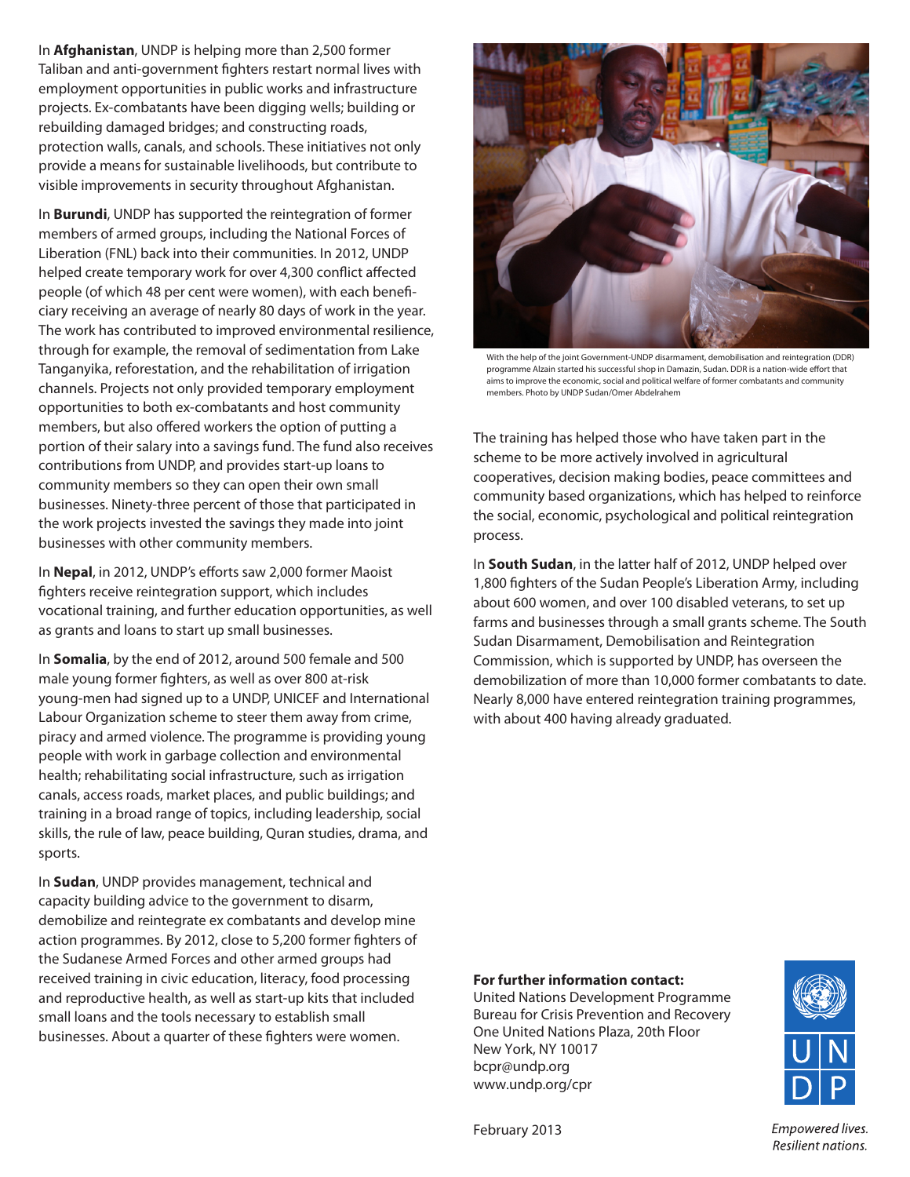In **Afghanistan**, UNDP is helping more than 2,500 former Taliban and anti-government fighters restart normal lives with employment opportunities in public works and infrastructure projects. Ex-combatants have been digging wells; building or rebuilding damaged bridges; and constructing roads, protection walls, canals, and schools. These initiatives not only provide a means for sustainable livelihoods, but contribute to visible improvements in security throughout Afghanistan.

In **Burundi**, UNDP has supported the reintegration of former members of armed groups, including the National Forces of Liberation (FNL) back into their communities. In 2012, UNDP helped create temporary work for over 4,300 conflict affected people (of which 48 per cent were women), with each beneficiary receiving an average of nearly 80 days of work in the year. The work has contributed to improved environmental resilience, through for example, the removal of sedimentation from Lake Tanganyika, reforestation, and the rehabilitation of irrigation channels. Projects not only provided temporary employment opportunities to both ex-combatants and host community members, but also offered workers the option of putting a portion of their salary into a savings fund. The fund also receives contributions from UNDP, and provides start-up loans to community members so they can open their own small businesses. Ninety-three percent of those that participated in the work projects invested the savings they made into joint businesses with other community members.

In **Nepal**, in 2012, UNDP's efforts saw 2,000 former Maoist fighters receive reintegration support, which includes vocational training, and further education opportunities, as well as grants and loans to start up small businesses.

In **Somalia**, by the end of 2012, around 500 female and 500 male young former fighters, as well as over 800 at-risk young-men had signed up to a UNDP, UNICEF and International Labour Organization scheme to steer them away from crime, piracy and armed violence. The programme is providing young people with work in garbage collection and environmental health; rehabilitating social infrastructure, such as irrigation canals, access roads, market places, and public buildings; and training in a broad range of topics, including leadership, social skills, the rule of law, peace building, Quran studies, drama, and sports.

In **Sudan**, UNDP provides management, technical and capacity building advice to the government to disarm, demobilize and reintegrate ex combatants and develop mine action programmes. By 2012, close to 5,200 former fighters of the Sudanese Armed Forces and other armed groups had received training in civic education, literacy, food processing and reproductive health, as well as start-up kits that included small loans and the tools necessary to establish small businesses. About a quarter of these fighters were women.

With the help of the joint Government-UNDP disarmament, demobilisation and reintegration (DDR) programme Alzain started his successful shop in Damazin, Sudan. DDR is a nation-wide effort that aims to improve the economic, social and political welfare of former combatants and community members. Photo by UNDP Sudan/Omer Abdelrahem

The training has helped those who have taken part in the scheme to be more actively involved in agricultural cooperatives, decision making bodies, peace committees and community based organizations, which has helped to reinforce the social, economic, psychological and political reintegration process.

In **South Sudan**, in the latter half of 2012, UNDP helped over 1,800 fighters of the Sudan People's Liberation Army, including about 600 women, and over 100 disabled veterans, to set up farms and businesses through a small grants scheme. The South Sudan Disarmament, Demobilisation and Reintegration Commission, which is supported by UNDP, has overseen the demobilization of more than 10,000 former combatants to date. Nearly 8,000 have entered reintegration training programmes, with about 400 having already graduated.

**For further information contact:**
United Nations Development Programme
Bureau for Crisis Prevention and Recovery
One United Nations Plaza, 20th Floor
New York, NY 10017
bcpr@undp.org
www.undp.org/cpr

February 2013

UN DP

*Empowered lives.*
*Resilient nations.*